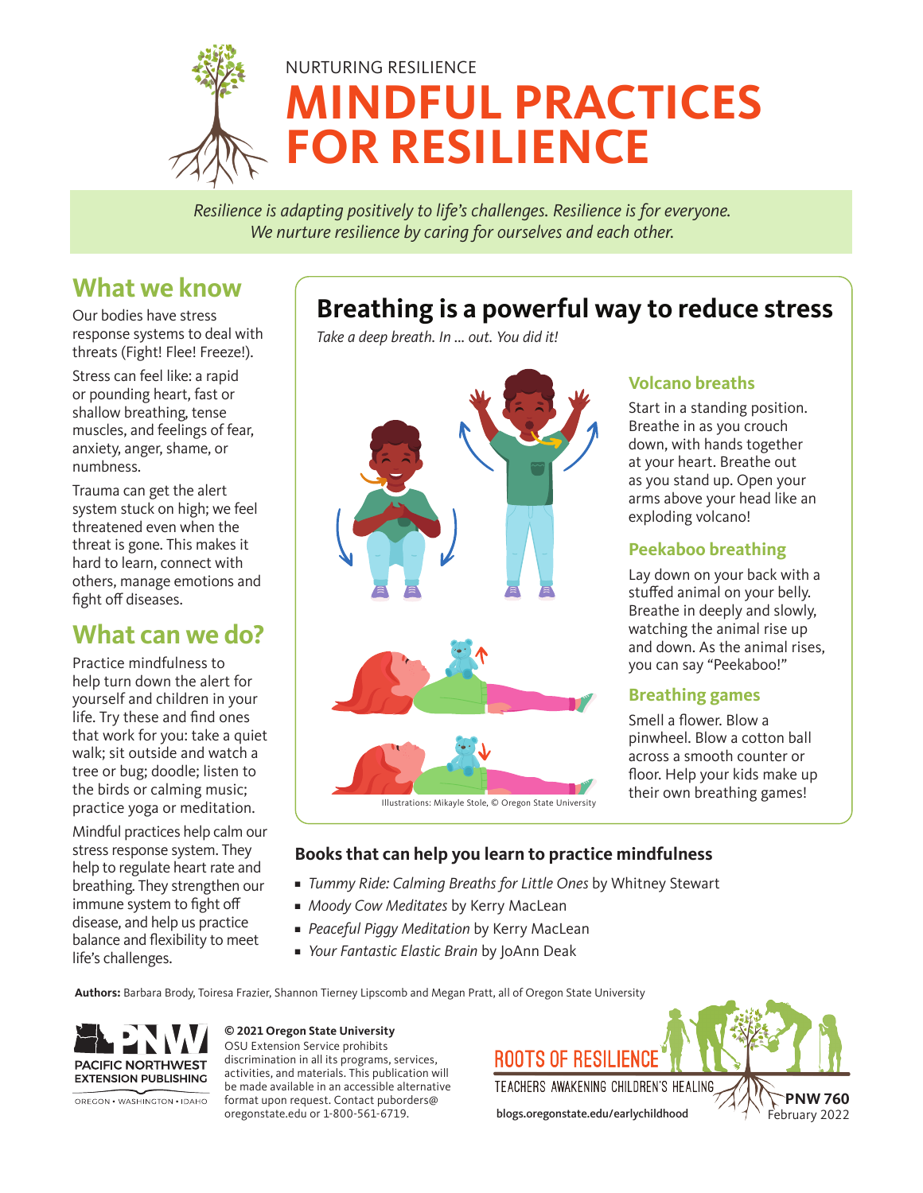NURTURING RESILIENCE

# MINDFUL PRACTICES FOR RESILIENCE

*Resilience is adapting positively to life's challenges. Resilience is for everyone. We nurture resilience by caring for ourselves and each other.*

## What we know

Our bodies have stress response systems to deal with threats (Fight! Flee! Freeze!).

Stress can feel like: a rapid or pounding heart, fast or shallow breathing, tense muscles, and feelings of fear, anxiety, anger, shame, or numbness.

Trauma can get the alert system stuck on high; we feel threatened even when the threat is gone. This makes it hard to learn, connect with others, manage emotions and fight off diseases.

## What can we do?

Practice mindfulness to help turn down the alert for yourself and children in your life. Try these and find ones that work for you: take a quiet walk; sit outside and watch a tree or bug; doodle; listen to the birds or calming music; practice yoga or meditation.

Mindful practices help calm our stress response system. They help to regulate heart rate and breathing. They strengthen our immune system to fight off disease, and help us practice balance and flexibility to meet life's challenges.

## Breathing is a powerful way to reduce stress

*Take a deep breath. In ... out. You did it!*

### Volcano breaths

Start in a standing position. Breathe in as you crouch down, with hands together at your heart. Breathe out as you stand up. Open your arms above your head like an exploding volcano!

### Peekaboo breathing

Lay down on your back with a stuffed animal on your belly. Breathe in deeply and slowly, watching the animal rise up and down. As the animal rises, you can say "Peekaboo!"

### Breathing games

Smell a flower. Blow a pinwheel. Blow a cotton ball across a smooth counter or floor. Help your kids make up their own breathing games!

Illustrations: Mikayle Stole, © Oregon State University

### Books that can help you learn to practice mindfulness

- *Tummy Ride: Calming Breaths for Little Ones* by Whitney Stewart
- *Moody Cow Meditates* by Kerry MacLean
- *Peaceful Piggy Meditation* by Kerry MacLean
- *Your Fantastic Elastic Brain* by JoAnn Deak

**Authors:** Barbara Brody, Toiresa Frazier, Shannon Tierney Lipscomb and Megan Pratt, all of Oregon State University

PACIFIC NORTHWEST EXTENSION PUBLISHING
OREGON • WASHINGTON • IDAHO

**© 2021 Oregon State University**
OSU Extension Service prohibits discrimination in all its programs, services, activities, and materials. This publication will be made available in an accessible alternative format upon request. Contact puborders@oregonstate.edu or 1-800-561-6719.

ROOTS OF RESILIENCE
TEACHERS AWAKENING CHILDREN'S HEALING
blogs.oregonstate.edu/earlychildhood

**PNW 760**
February 2022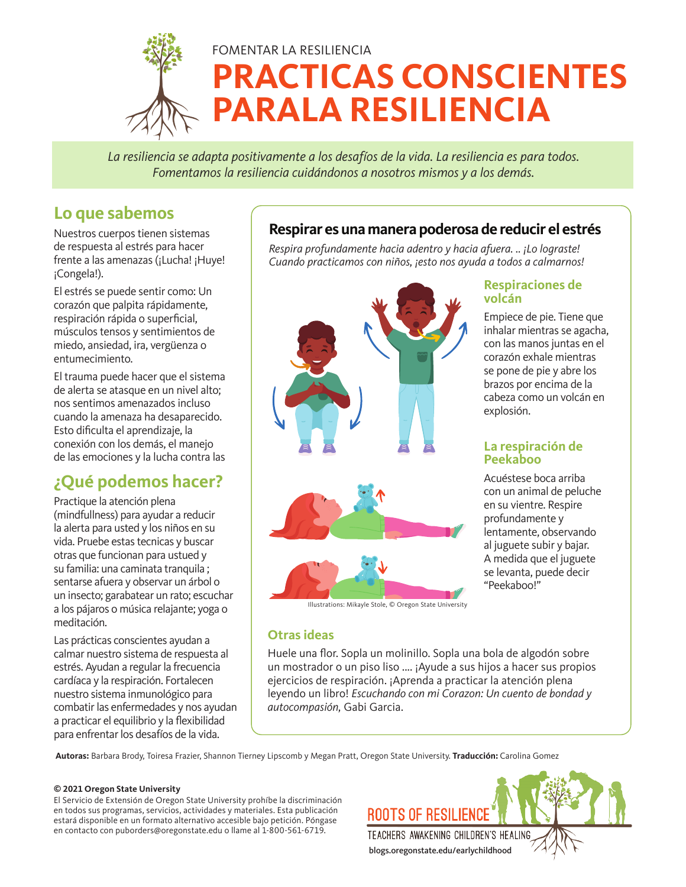FOMENTAR LA RESILIENCIA

# PRACTICAS CONSCIENTES PARALA RESILIENCIA

*La resiliencia se adapta positivamente a los desafíos de la vida. La resiliencia es para todos. Fomentamos la resiliencia cuidándonos a nosotros mismos y a los demás.*

## Lo que sabemos

Nuestros cuerpos tienen sistemas de respuesta al estrés para hacer frente a las amenazas (¡Lucha! ¡Huye! ¡Congela!).

El estrés se puede sentir como: Un corazón que palpita rápidamente, respiración rápida o superficial, músculos tensos y sentimientos de miedo, ansiedad, ira, vergüenza o entumecimiento.

El trauma puede hacer que el sistema de alerta se atasque en un nivel alto; nos sentimos amenazados incluso cuando la amenaza ha desaparecido. Esto dificulta el aprendizaje, la conexión con los demás, el manejo de las emociones y la lucha contra las

## ¿Qué podemos hacer?

Practique la atención plena (mindfullness) para ayudar a reducir la alerta para usted y los niños en su vida. Pruebe estas tecnicas y buscar otras que funcionan para ustued y su familia: una caminata tranquila ; sentarse afuera y observar un árbol o un insecto; garabatear un rato; escuchar a los pájaros o música relajante; yoga o meditación.

Las prácticas conscientes ayudan a calmar nuestro sistema de respuesta al estrés. Ayudan a regular la frecuencia cardíaca y la respiración. Fortalecen nuestro sistema inmunológico para combatir las enfermedades y nos ayudan a practicar el equilibrio y la flexibilidad para enfrentar los desafíos de la vida.

## Respirar es una manera poderosa de reducir el estrés

*Respira profundamente hacia adentro y hacia afuera. .. ¡Lo lograste! Cuando practicamos con niños, ¡esto nos ayuda a todos a calmarnos!*

### Respiraciones de volcán

Empiece de pie. Tiene que inhalar mientras se agacha, con las manos juntas en el corazón exhale mientras se pone de pie y abre los brazos por encima de la cabeza como un volcán en explosión.

### La respiración de Peekaboo

Acuéstese boca arriba con un animal de peluche en su vientre. Respire profundamente y lentamente, observando al juguete subir y bajar. A medida que el juguete se levanta, puede decir "Peekaboo!"

Illustrations: Mikayle Stole, © Oregon State University

### Otras ideas

Huele una flor. Sopla un molinillo. Sopla una bola de algodón sobre un mostrador o un piso liso .... ¡Ayude a sus hijos a hacer sus propios ejercicios de respiración. ¡Aprenda a practicar la atención plena leyendo un libro! *Escuchando con mi Corazon: Un cuento de bondad y autocompasión,* Gabi Garcia.

**Autoras:** Barbara Brody, Toiresa Frazier, Shannon Tierney Lipscomb y Megan Pratt, Oregon State University. **Traducción:** Carolina Gomez

**© 2021 Oregon State University**

El Servicio de Extensión de Oregon State University prohíbe la discriminación en todos sus programas, servicios, actividades y materiales. Esta publicación estará disponible en un formato alternativo accesible bajo petición. Póngase en contacto con puborders@oregonstate.edu o llame al 1-800-561-6719.

ROOTS OF RESILIENCE

TEACHERS AWAKENING CHILDREN'S HEALING

blogs.oregonstate.edu/earlychildhood